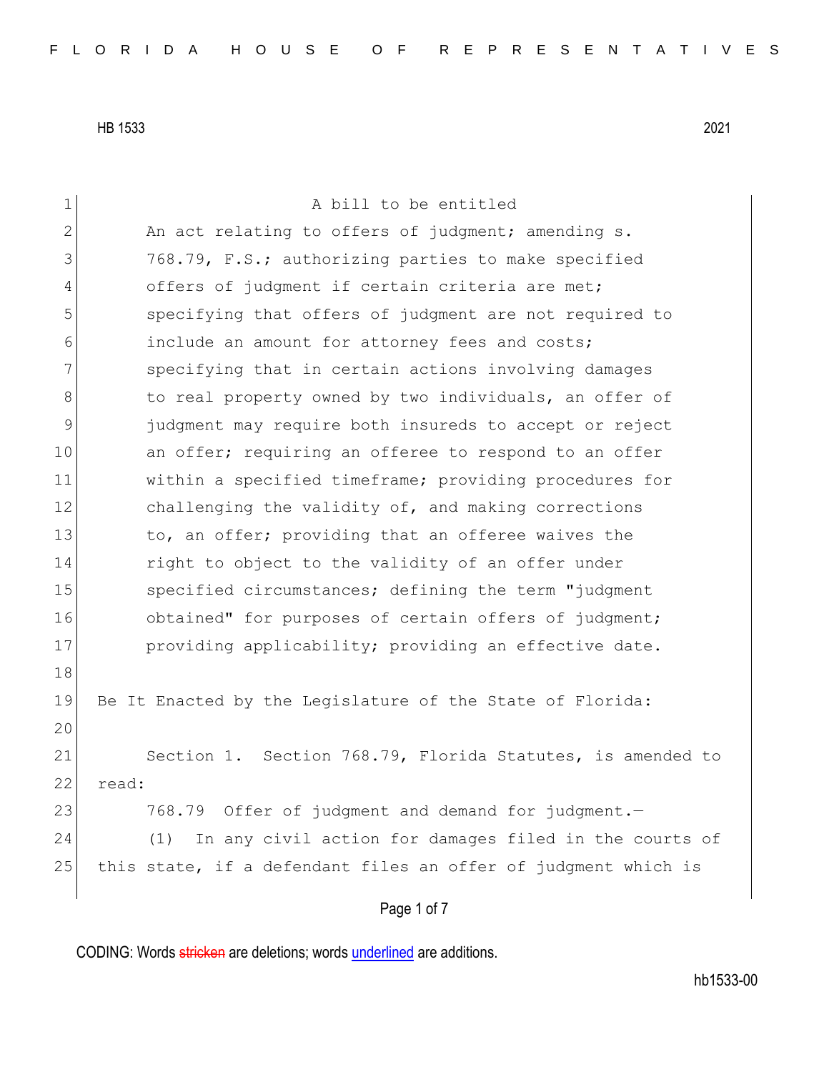HB 1533 2021

A bill to be entitled

An act relating to offers of judgment; amending s. 768.79, F.S.; authorizing parties to make specified offers of judgment if certain criteria are met; specifying that offers of judgment are not required to include an amount for attorney fees and costs; specifying that in certain actions involving damages to real property owned by two individuals, an offer of judgment may require both insureds to accept or reject an offer; requiring an offeree to respond to an offer within a specified timeframe; providing procedures for challenging the validity of, and making corrections to, an offer; providing that an offeree waives the right to object to the validity of an offer under specified circumstances; defining the term "judgment obtained" for purposes of certain offers of judgment; providing applicability; providing an effective date.

Be It Enacted by the Legislature of the State of Florida:

Section 1. Section 768.79, Florida Statutes, is amended to read:

768.79 Offer of judgment and demand for judgment.—

(1) In any civil action for damages filed in the courts of this state, if a defendant files an offer of judgment which is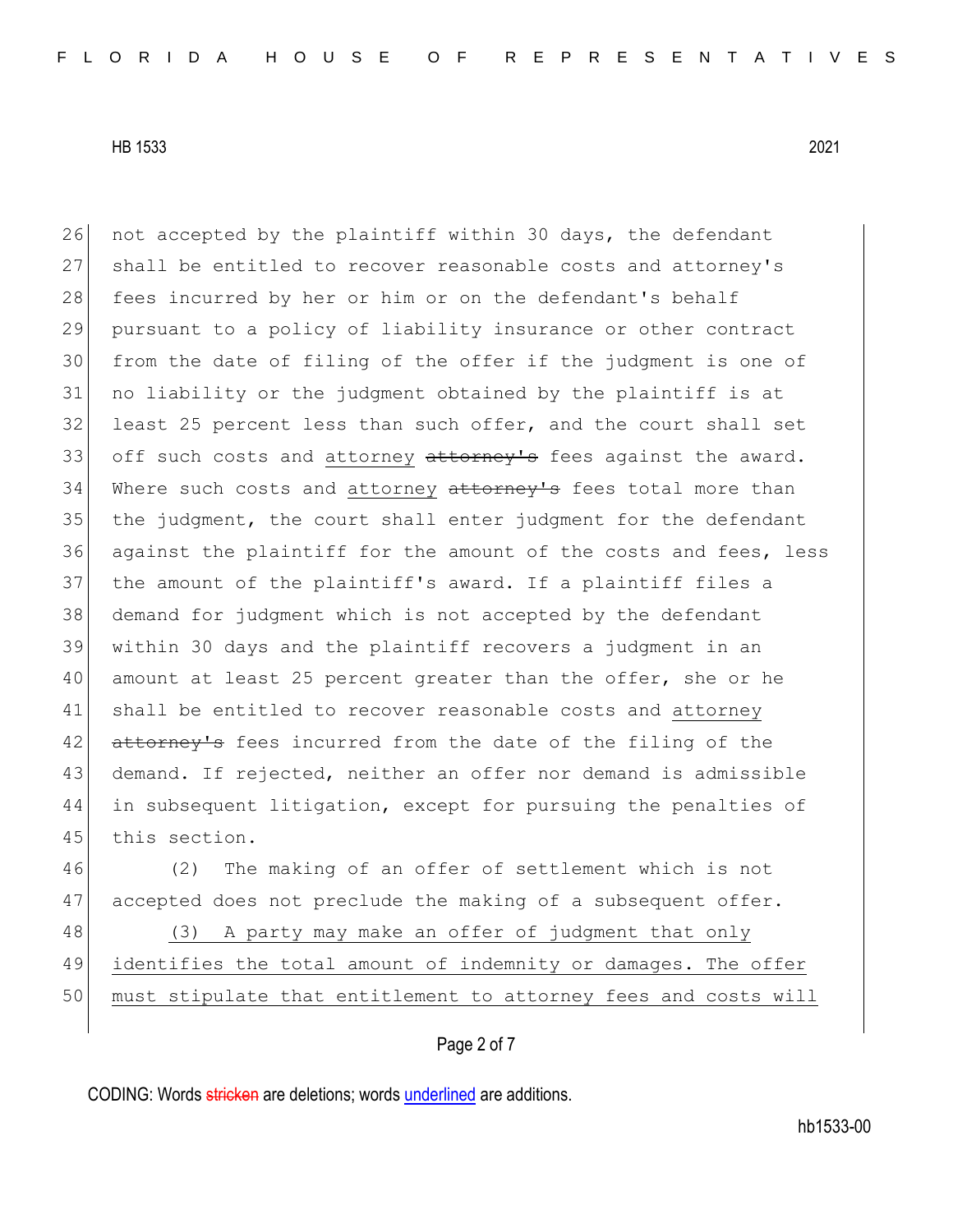not accepted by the plaintiff within 30 days, the defendant shall be entitled to recover reasonable costs and attorney's fees incurred by her or him or on the defendant's behalf pursuant to a policy of liability insurance or other contract from the date of filing of the offer if the judgment is one of no liability or the judgment obtained by the plaintiff is at least 25 percent less than such offer, and the court shall set off such costs and <u>attorney</u> ~~attorney's~~ fees against the award. Where such costs and <u>attorney</u> ~~attorney's~~ fees total more than the judgment, the court shall enter judgment for the defendant against the plaintiff for the amount of the costs and fees, less the amount of the plaintiff's award. If a plaintiff files a demand for judgment which is not accepted by the defendant within 30 days and the plaintiff recovers a judgment in an amount at least 25 percent greater than the offer, she or he shall be entitled to recover reasonable costs and <u>attorney</u> ~~attorney's~~ fees incurred from the date of the filing of the demand. If rejected, neither an offer nor demand is admissible in subsequent litigation, except for pursuing the penalties of this section.

(2) The making of an offer of settlement which is not accepted does not preclude the making of a subsequent offer.

<u>(3) A party may make an offer of judgment that only identifies the total amount of indemnity or damages. The offer must stipulate that entitlement to attorney fees and costs will</u>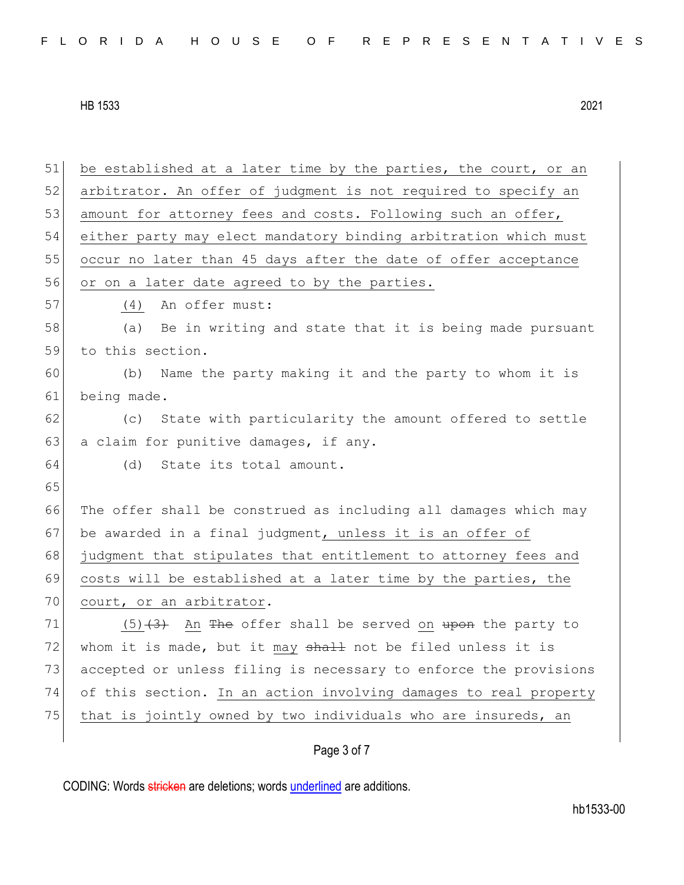51 be established at a later time by the parties, the court, or an arbitrator. An offer of judgment is not required to specify an amount for attorney fees and costs. Following such an offer, either party may elect mandatory binding arbitration which must occur no later than 45 days after the date of offer acceptance or on a later date agreed to by the parties.

57 (4) An offer must:

58 (a) Be in writing and state that it is being made pursuant to this section.

60 (b) Name the party making it and the party to whom it is being made.

62 (c) State with particularity the amount offered to settle a claim for punitive damages, if any.

64 (d) State its total amount.

65

66 The offer shall be construed as including all damages which may be awarded in a final judgment, unless it is an offer of judgment that stipulates that entitlement to attorney fees and costs will be established at a later time by the parties, the court, or an arbitrator.

71 (5) ~~(3)~~ An ~~The~~ offer shall be served on ~~upon~~ the party to whom it is made, but it may ~~shall~~ not be filed unless it is accepted or unless filing is necessary to enforce the provisions of this section. In an action involving damages to real property that is jointly owned by two individuals who are insureds, an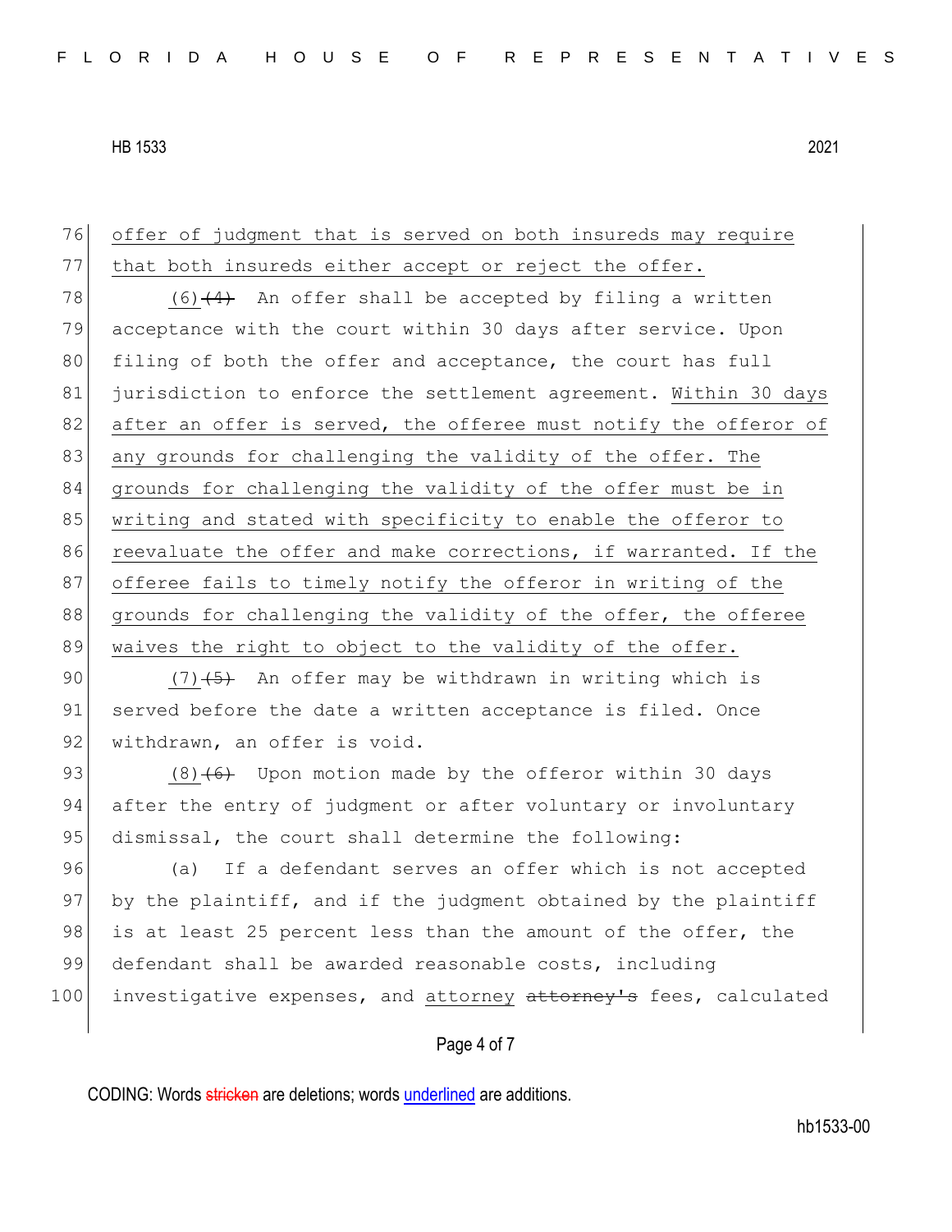76 offer of judgment that is served on both insureds may require
77 that both insureds either accept or reject the offer.

78 (6) ~~(4)~~ An offer shall be accepted by filing a written
79 acceptance with the court within 30 days after service. Upon
80 filing of both the offer and acceptance, the court has full
81 jurisdiction to enforce the settlement agreement. Within 30 days
82 after an offer is served, the offeree must notify the offeror of
83 any grounds for challenging the validity of the offer. The
84 grounds for challenging the validity of the offer must be in
85 writing and stated with specificity to enable the offeror to
86 reevaluate the offer and make corrections, if warranted. If the
87 offeree fails to timely notify the offeror in writing of the
88 grounds for challenging the validity of the offer, the offeree
89 waives the right to object to the validity of the offer.

90 (7) ~~(5)~~ An offer may be withdrawn in writing which is
91 served before the date a written acceptance is filed. Once
92 withdrawn, an offer is void.

93 (8) ~~(6)~~ Upon motion made by the offeror within 30 days
94 after the entry of judgment or after voluntary or involuntary
95 dismissal, the court shall determine the following:

96 (a) If a defendant serves an offer which is not accepted
97 by the plaintiff, and if the judgment obtained by the plaintiff
98 is at least 25 percent less than the amount of the offer, the
99 defendant shall be awarded reasonable costs, including
100 investigative expenses, and attorney ~~attorney's~~ fees, calculated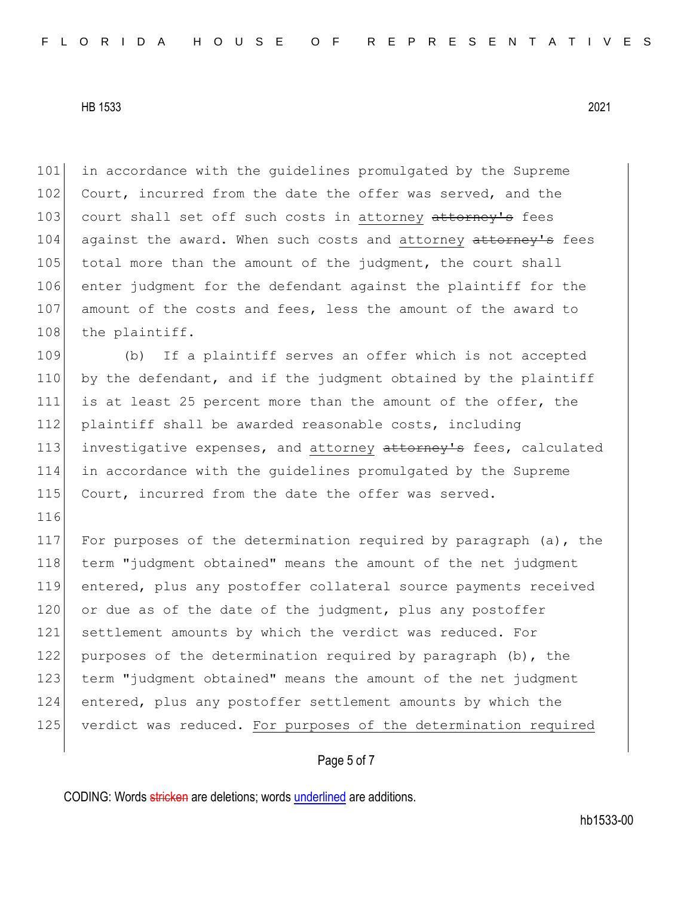in accordance with the guidelines promulgated by the Supreme Court, incurred from the date the offer was served, and the court shall set off such costs in attorney ~~attorney's~~ fees against the award. When such costs and attorney ~~attorney's~~ fees total more than the amount of the judgment, the court shall enter judgment for the defendant against the plaintiff for the amount of the costs and fees, less the amount of the award to the plaintiff.

(b) If a plaintiff serves an offer which is not accepted by the defendant, and if the judgment obtained by the plaintiff is at least 25 percent more than the amount of the offer, the plaintiff shall be awarded reasonable costs, including investigative expenses, and attorney ~~attorney's~~ fees, calculated in accordance with the guidelines promulgated by the Supreme Court, incurred from the date the offer was served.

For purposes of the determination required by paragraph (a), the term "judgment obtained" means the amount of the net judgment entered, plus any postoffer collateral source payments received or due as of the date of the judgment, plus any postoffer settlement amounts by which the verdict was reduced. For purposes of the determination required by paragraph (b), the term "judgment obtained" means the amount of the net judgment entered, plus any postoffer settlement amounts by which the verdict was reduced. <u>For purposes of the determination required</u>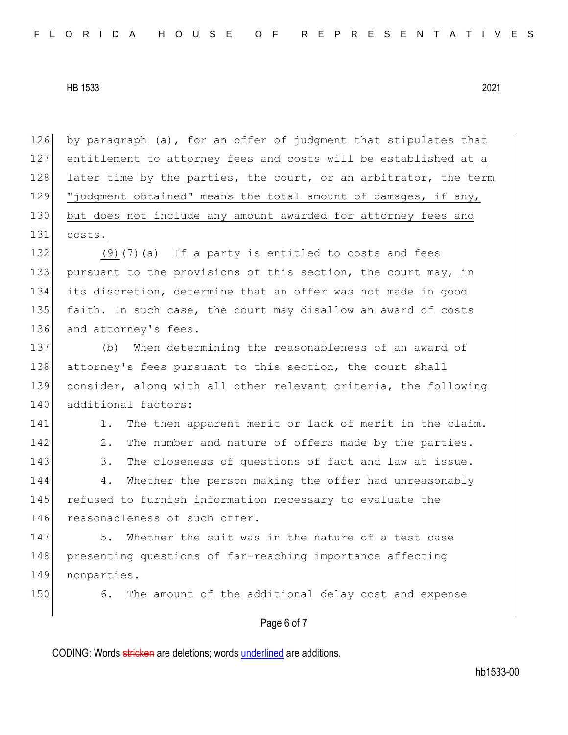by paragraph (a), for an offer of judgment that stipulates that entitlement to attorney fees and costs will be established at a later time by the parties, the court, or an arbitrator, the term "judgment obtained" means the total amount of damages, if any, but does not include any amount awarded for attorney fees and costs.

(9)~~(7)~~(a) If a party is entitled to costs and fees pursuant to the provisions of this section, the court may, in its discretion, determine that an offer was not made in good faith. In such case, the court may disallow an award of costs and attorney's fees.

(b) When determining the reasonableness of an award of attorney's fees pursuant to this section, the court shall consider, along with all other relevant criteria, the following additional factors:

1. The then apparent merit or lack of merit in the claim.
2. The number and nature of offers made by the parties.
3. The closeness of questions of fact and law at issue.
4. Whether the person making the offer had unreasonably refused to furnish information necessary to evaluate the reasonableness of such offer.
5. Whether the suit was in the nature of a test case presenting questions of far-reaching importance affecting nonparties.
6. The amount of the additional delay cost and expense

CODING: Words ~~stricken~~ are deletions; words underlined are additions.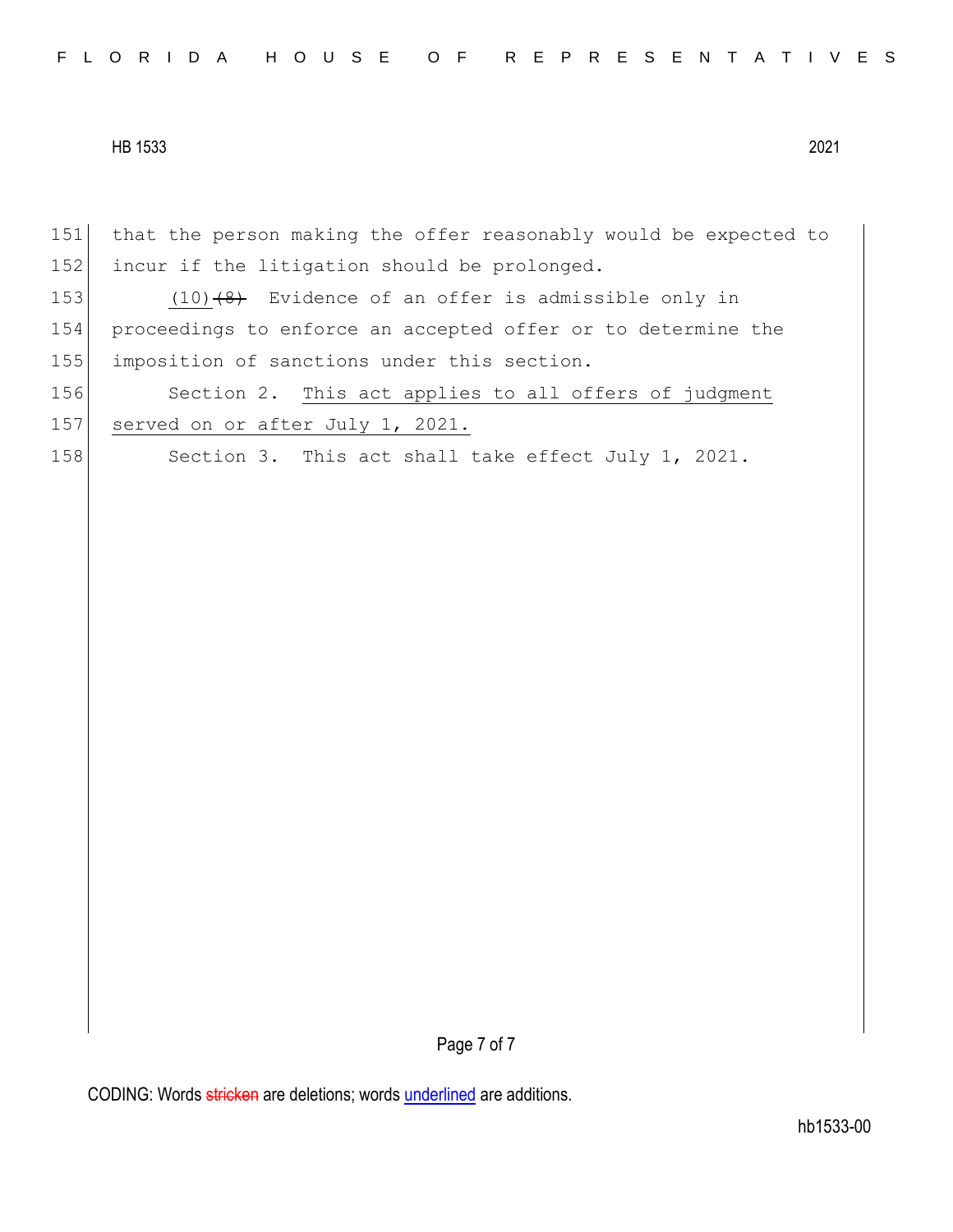151 that the person making the offer reasonably would be expected to
152 incur if the litigation should be prolonged.

153 (10) ~~(8)~~ Evidence of an offer is admissible only in
154 proceedings to enforce an accepted offer or to determine the
155 imposition of sanctions under this section.

156 Section 2. This act applies to all offers of judgment
157 served on or after July 1, 2021.

158 Section 3. This act shall take effect July 1, 2021.

CODING: Words ~~stricken~~ are deletions; words underlined are additions.

hb1533-00